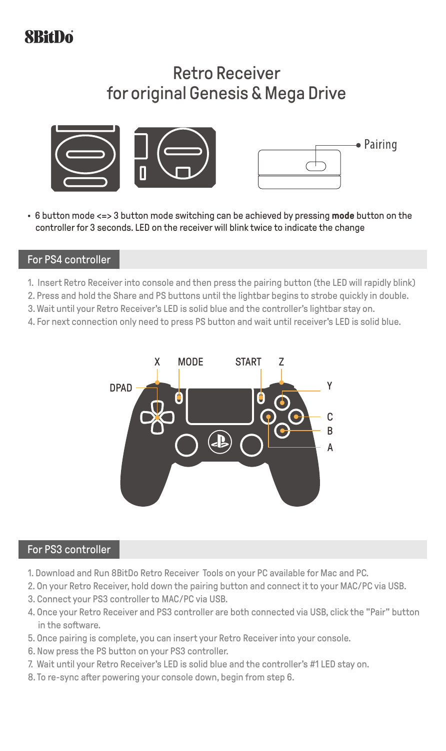8BitDo

# Retro Receiver for original Genesis & Mega Drive

Pairing

- 6 button mode <=> 3 button mode switching can be achieved by pressing **mode** button on the controller for 3 seconds. LED on the receiver will blink twice to indicate the change

## For PS4 controller

1. Insert Retro Receiver into console and then press the pairing button (the LED will rapidly blink)
2. Press and hold the Share and PS buttons until the lightbar begins to strobe quickly in double.
3. Wait until your Retro Receiver's LED is solid blue and the controller's lightbar stay on.
4. For next connection only need to press PS button and wait until receiver's LED is solid blue.

X MODE START Z

DPAD Y

C

B

A

## For PS3 controller

1. Download and Run 8BitDo Retro Receiver Tools on your PC available for Mac and PC.
2. On your Retro Receiver, hold down the pairing button and connect it to your MAC/PC via USB.
3. Connect your PS3 controller to MAC/PC via USB.
4. Once your Retro Receiver and PS3 controller are both connected via USB, click the "Pair" button in the software.
5. Once pairing is complete, you can insert your Retro Receiver into your console.
6. Now press the PS button on your PS3 controller.
7. Wait until your Retro Receiver's LED is solid blue and the controller's #1 LED stay on.
8. To re-sync after powering your console down, begin from step 6.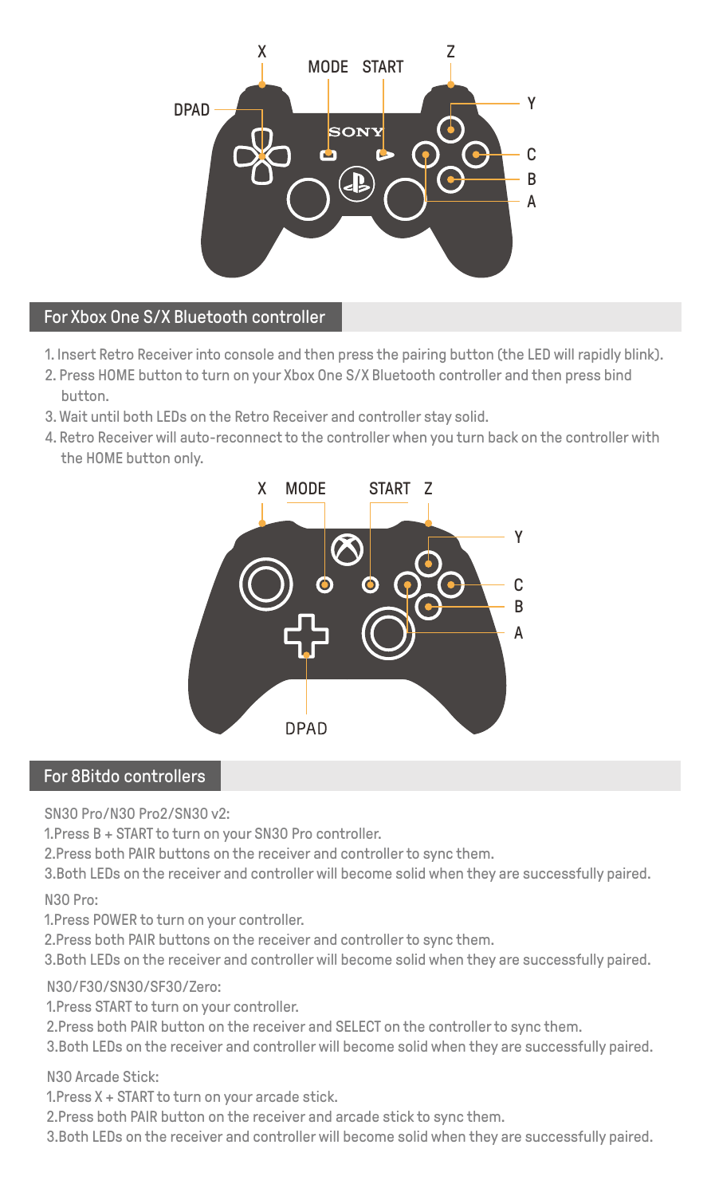X MODE START Z

DPAD Y C B A

## For Xbox One S/X Bluetooth controller

1. Insert Retro Receiver into console and then press the pairing button (the LED will rapidly blink).
2. Press HOME button to turn on your Xbox One S/X Bluetooth controller and then press bind button.
3. Wait until both LEDs on the Retro Receiver and controller stay solid.
4. Retro Receiver will auto-reconnect to the controller when you turn back on the controller with the HOME button only.

X MODE START Z

Y C B A

DPAD

## For 8Bitdo controllers

SN30 Pro/N30 Pro2/SN30 v2:

1.Press B + START to turn on your SN30 Pro controller.

2.Press both PAIR buttons on the receiver and controller to sync them.

3.Both LEDs on the receiver and controller will become solid when they are successfully paired.

N30 Pro:

1.Press POWER to turn on your controller.

2.Press both PAIR buttons on the receiver and controller to sync them.

3.Both LEDs on the receiver and controller will become solid when they are successfully paired.

N30/F30/SN30/SF30/Zero:

1.Press START to turn on your controller.

2.Press both PAIR button on the receiver and SELECT on the controller to sync them.

3.Both LEDs on the receiver and controller will become solid when they are successfully paired.

N30 Arcade Stick:

1.Press X + START to turn on your arcade stick.

2.Press both PAIR button on the receiver and arcade stick to sync them.

3.Both LEDs on the receiver and controller will become solid when they are successfully paired.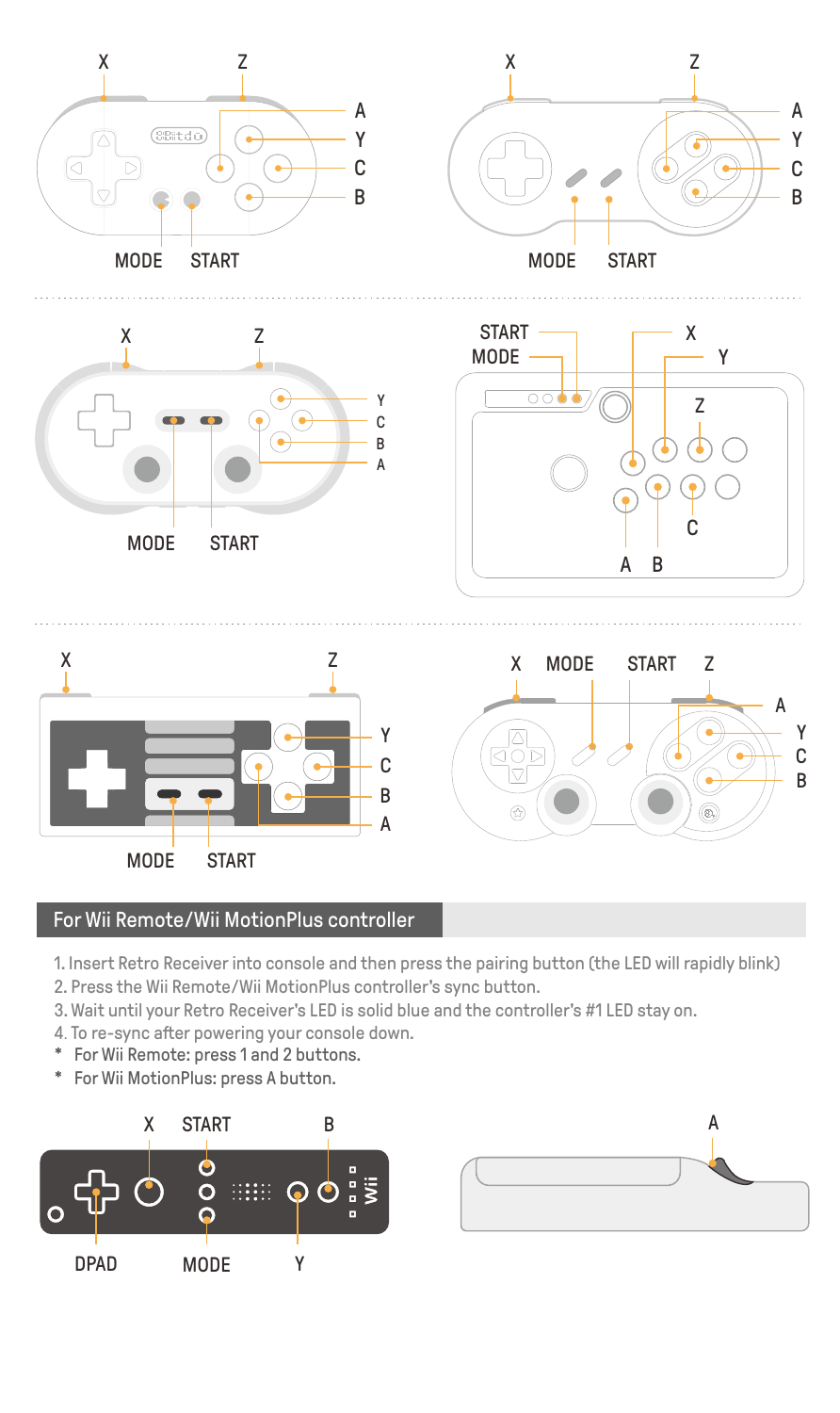## For Wii Remote/Wii MotionPlus controller

1. Insert Retro Receiver into console and then press the pairing button (the LED will rapidly blink)
2. Press the Wii Remote/Wii MotionPlus controller's sync button.
3. Wait until your Retro Receiver's LED is solid blue and the controller's #1 LED stay on.
4. To re-sync after powering your console down.

* For Wii Remote: press 1 and 2 buttons.
* For Wii MotionPlus: press A button.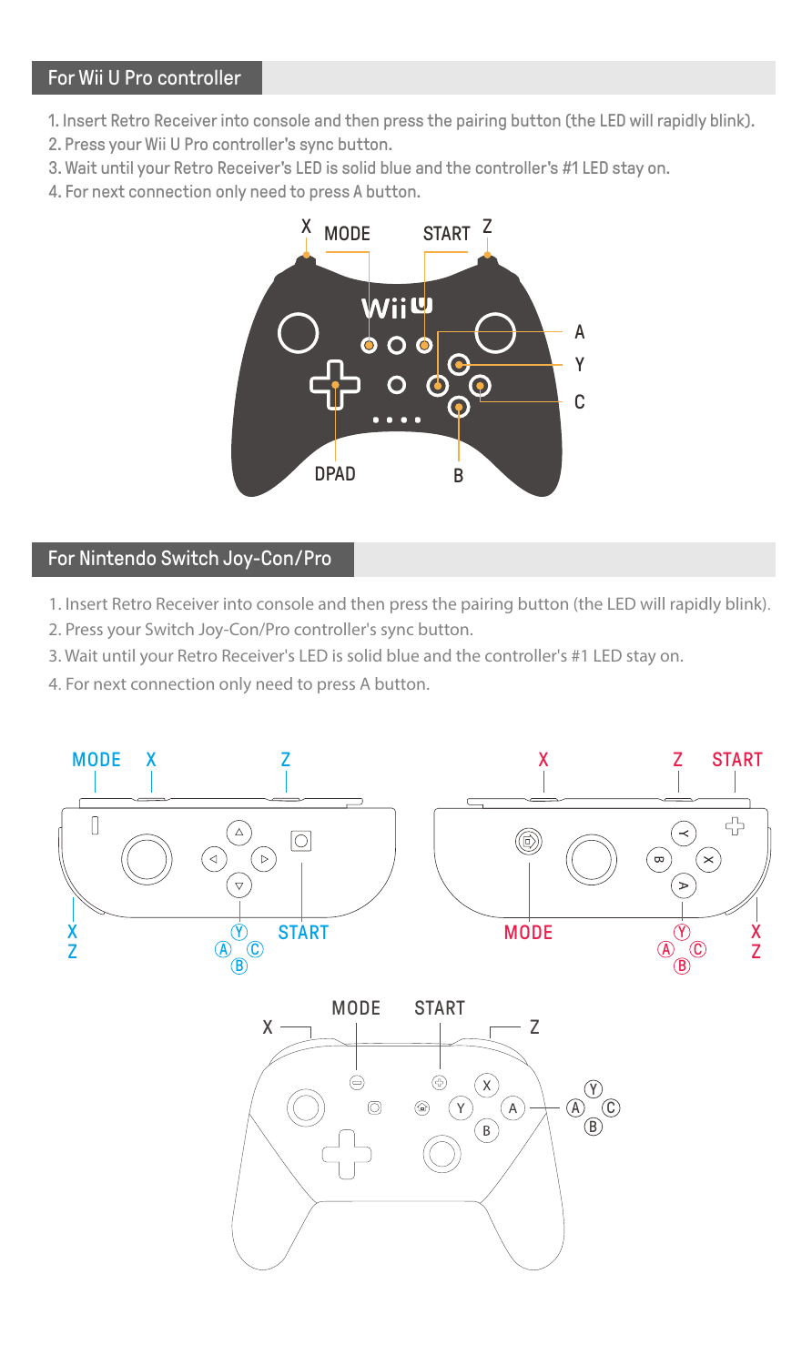## For Wii U Pro controller

1. Insert Retro Receiver into console and then press the pairing button (the LED will rapidly blink).
2. Press your Wii U Pro controller's sync button.
3. Wait until your Retro Receiver's LED is solid blue and the controller's #1 LED stay on.
4. For next connection only need to press A button.

## For Nintendo Switch Joy-Con/Pro

1. Insert Retro Receiver into console and then press the pairing button (the LED will rapidly blink).
2. Press your Switch Joy-Con/Pro controller's sync button.
3. Wait until your Retro Receiver's LED is solid blue and the controller's #1 LED stay on.
4. For next connection only need to press A button.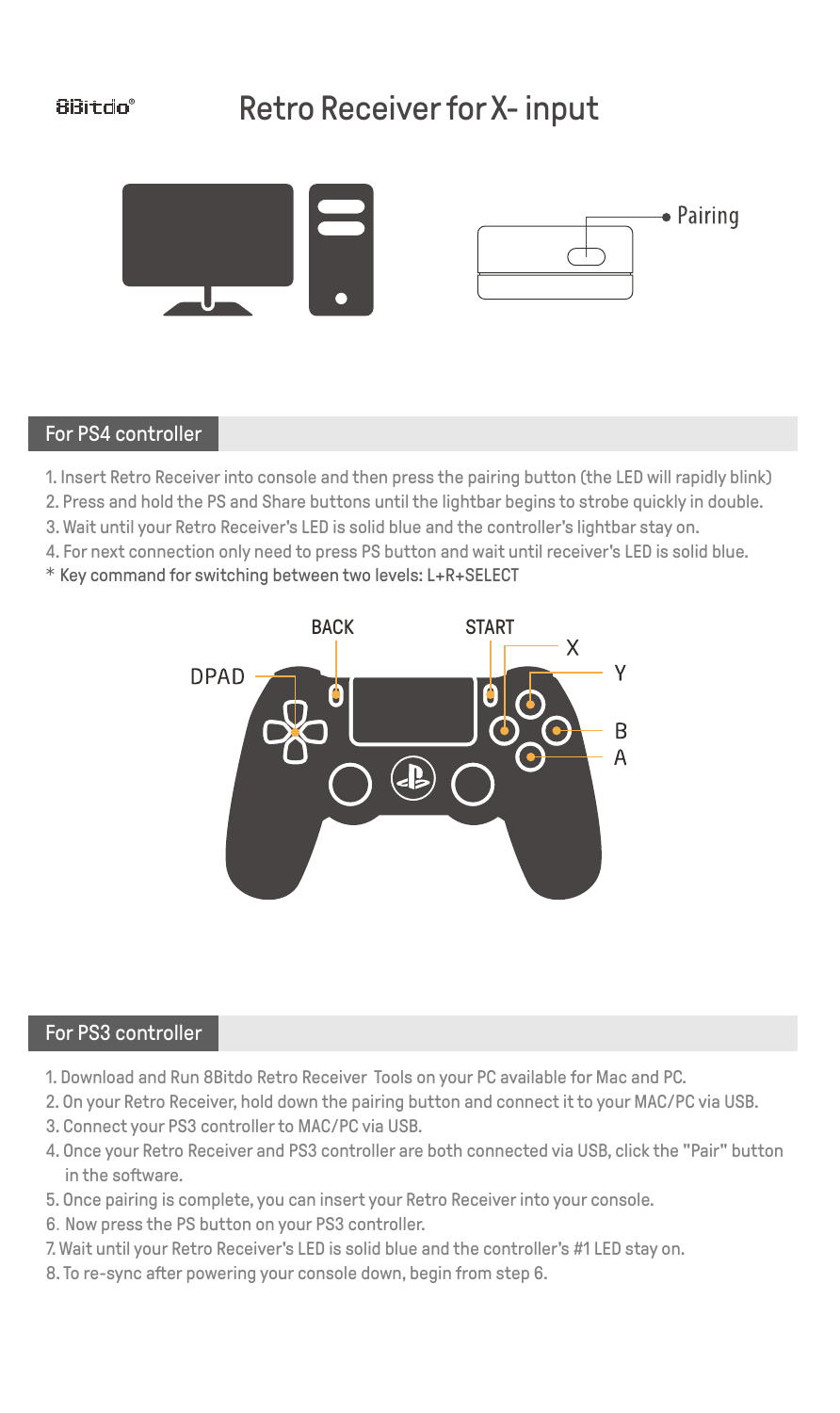8Bitdo®

# Retro Receiver for X- input

Pairing

## For PS4 controller

1. Insert Retro Receiver into console and then press the pairing button (the LED will rapidly blink)
2. Press and hold the PS and Share buttons until the lightbar begins to strobe quickly in double.
3. Wait until your Retro Receiver's LED is solid blue and the controller's lightbar stay on.
4. For next connection only need to press PS button and wait until receiver's LED is solid blue.

\* Key command for switching between two levels: L+R+SELECT

BACK START X Y DPAD B A

## For PS3 controller

1. Download and Run 8Bitdo Retro Receiver Tools on your PC available for Mac and PC.
2. On your Retro Receiver, hold down the pairing button and connect it to your MAC/PC via USB.
3. Connect your PS3 controller to MAC/PC via USB.
4. Once your Retro Receiver and PS3 controller are both connected via USB, click the "Pair" button in the software.
5. Once pairing is complete, you can insert your Retro Receiver into your console.
6. Now press the PS button on your PS3 controller.
7. Wait until your Retro Receiver's LED is solid blue and the controller's #1 LED stay on.
8. To re-sync after powering your console down, begin from step 6.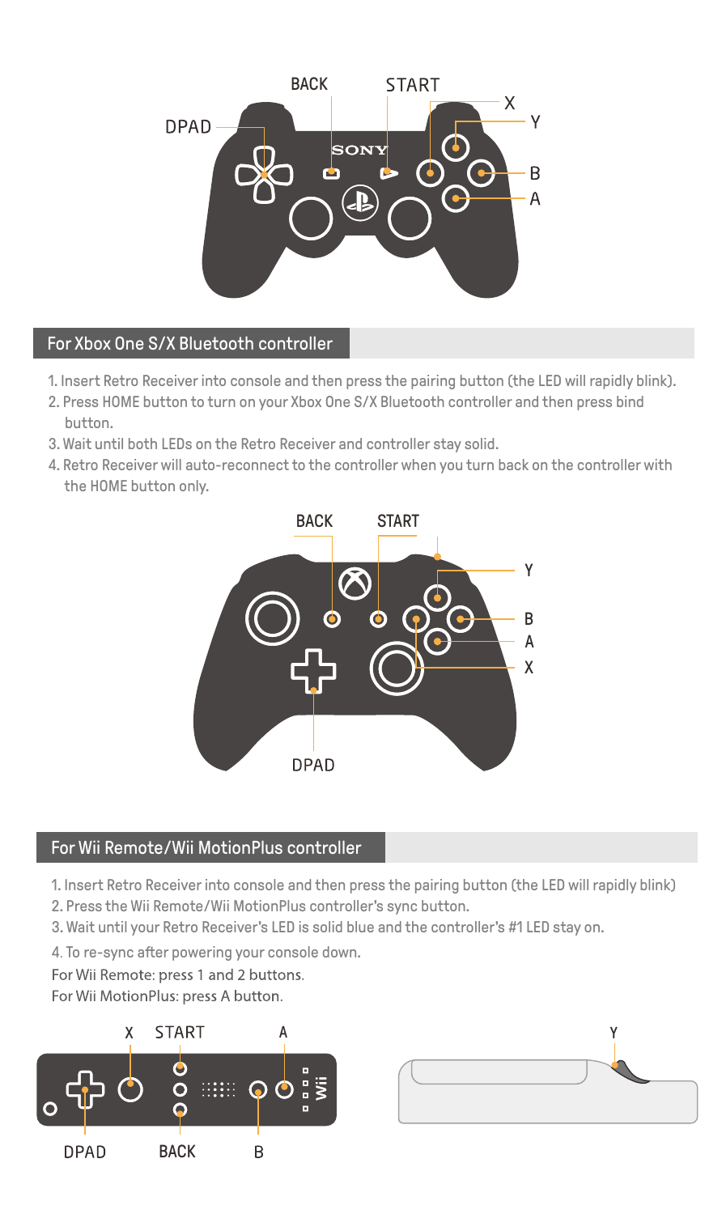BACK START X Y DPAD B A

## For Xbox One S/X Bluetooth controller

1. Insert Retro Receiver into console and then press the pairing button (the LED will rapidly blink).
2. Press HOME button to turn on your Xbox One S/X Bluetooth controller and then press bind button.
3. Wait until both LEDs on the Retro Receiver and controller stay solid.
4. Retro Receiver will auto-reconnect to the controller when you turn back on the controller with the HOME button only.

BACK START Y B A X DPAD

## For Wii Remote/Wii MotionPlus controller

1. Insert Retro Receiver into console and then press the pairing button (the LED will rapidly blink)
2. Press the Wii Remote/Wii MotionPlus controller's sync button.
3. Wait until your Retro Receiver's LED is solid blue and the controller's #1 LED stay on.
4. To re-sync after powering your console down.

For Wii Remote: press 1 and 2 buttons.

For Wii MotionPlus: press A button.

X START A Y DPAD BACK B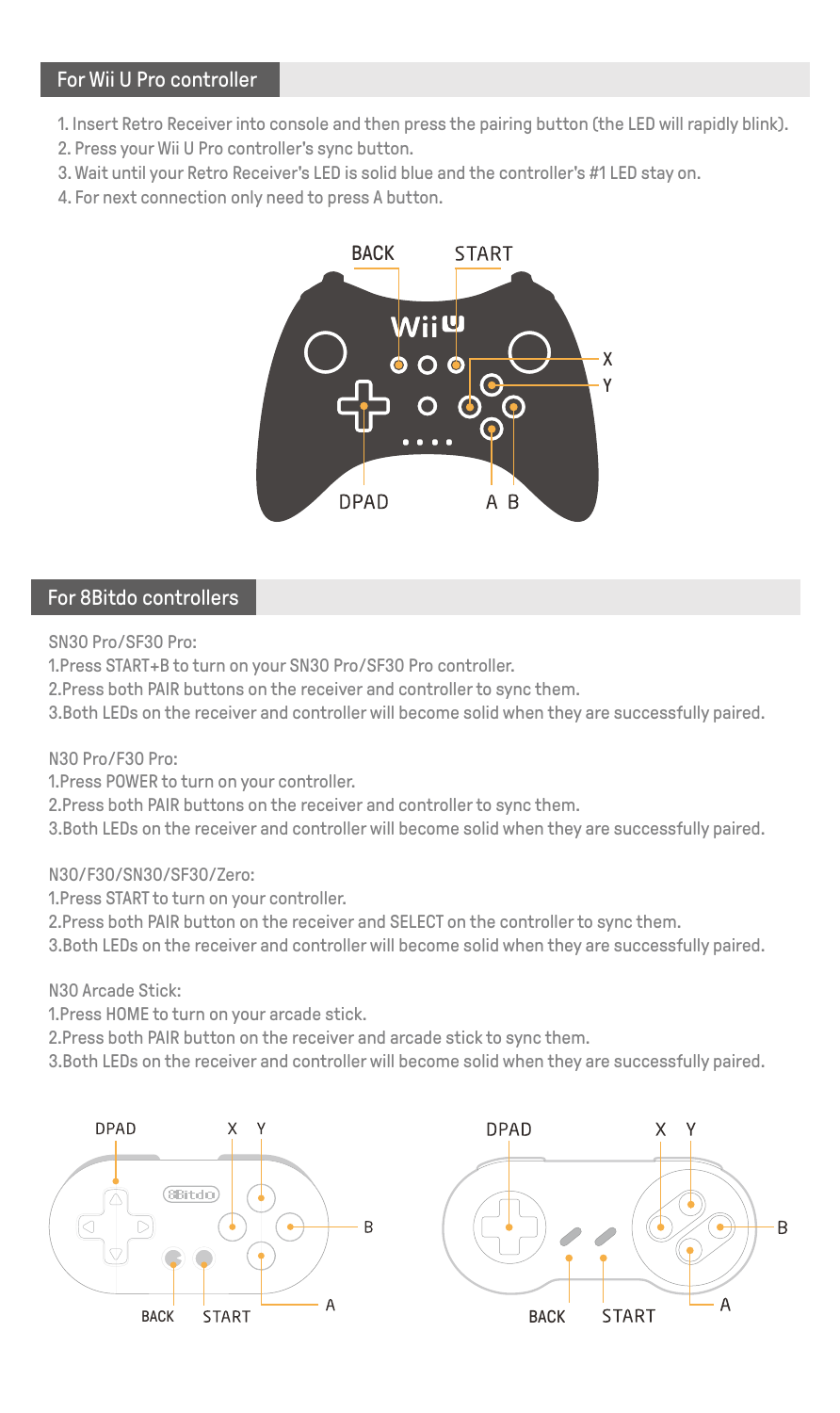## For Wii U Pro controller

1. Insert Retro Receiver into console and then press the pairing button (the LED will rapidly blink).
2. Press your Wii U Pro controller's sync button.
3. Wait until your Retro Receiver's LED is solid blue and the controller's #1 LED stay on.
4. For next connection only need to press A button.

BACK START X Y DPAD A B

## For 8Bitdo controllers

SN30 Pro/SF30 Pro:

1.Press START+B to turn on your SN30 Pro/SF30 Pro controller.
2.Press both PAIR buttons on the receiver and controller to sync them.
3.Both LEDs on the receiver and controller will become solid when they are successfully paired.

N30 Pro/F30 Pro:

1.Press POWER to turn on your controller.
2.Press both PAIR buttons on the receiver and controller to sync them.
3.Both LEDs on the receiver and controller will become solid when they are successfully paired.

N30/F30/SN30/SF30/Zero:

1.Press START to turn on your controller.
2.Press both PAIR button on the receiver and SELECT on the controller to sync them.
3.Both LEDs on the receiver and controller will become solid when they are successfully paired.

N30 Arcade Stick:

1.Press HOME to turn on your arcade stick.
2.Press both PAIR button on the receiver and arcade stick to sync them.
3.Both LEDs on the receiver and controller will become solid when they are successfully paired.

DPAD X Y B BACK START A

DPAD X Y B BACK START A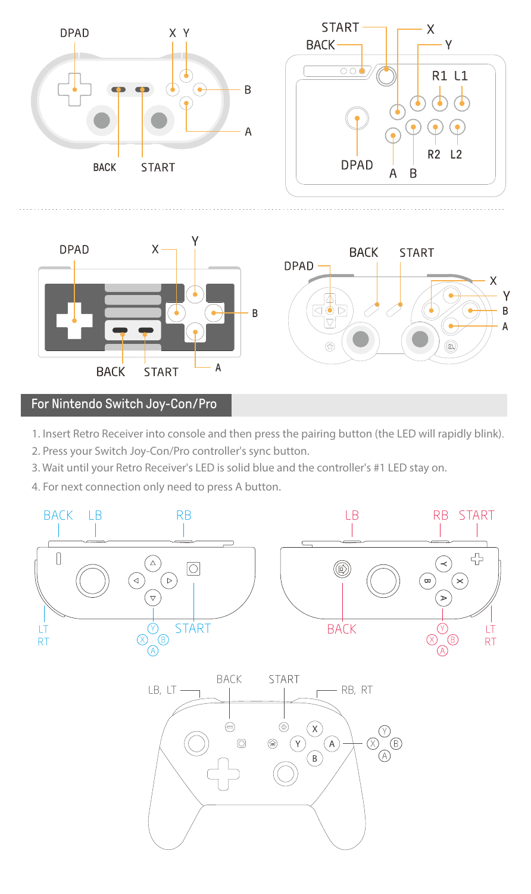DPAD X Y B A BACK START

START BACK X Y R1 L1 DPAD A B R2 L2

DPAD X Y B BACK START A

BACK START DPAD X Y B A

## For Nintendo Switch Joy-Con/Pro

1. Insert Retro Receiver into console and then press the pairing button (the LED will rapidly blink).
2. Press your Switch Joy-Con/Pro controller's sync button.
3. Wait until your Retro Receiver's LED is solid blue and the controller's #1 LED stay on.
4. For next connection only need to press A button.

BACK LB RB LT RT START Y X B A

LB RB START BACK LT RT Y X B A

LB, LT BACK START RB, RT X Y A B Y X B A